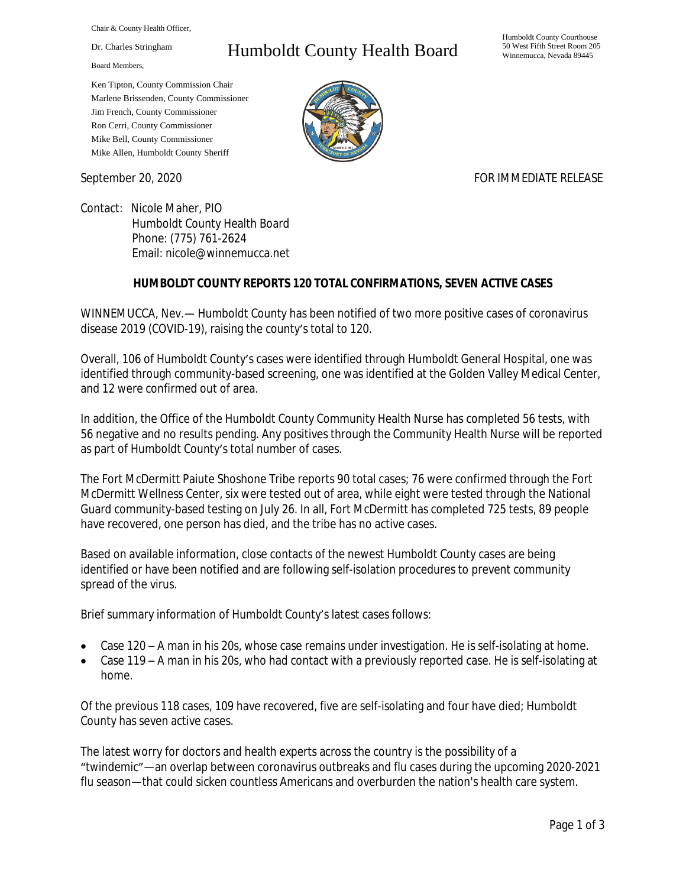Chair & County Health Officer,

Dr. Charles Stringham

Board Members,

Ken Tipton, County Commission Chair
Marlene Brissenden, County Commissioner
Jim French, County Commissioner
Ron Cerri, County Commissioner
Mike Bell, County Commissioner
Mike Allen, Humboldt County Sheriff

# Humboldt County Health Board

Humboldt County Courthouse
50 West Fifth Street Room 205
Winnemucca, Nevada 89445

September 20, 2020 FOR IMMEDIATE RELEASE

Contact: Nicole Maher, PIO
Humboldt County Health Board
Phone: (775) 761-2624
Email: nicole@winnemucca.net

**HUMBOLDT COUNTY REPORTS 120 TOTAL CONFIRMATIONS, SEVEN ACTIVE CASES**

WINNEMUCCA, Nev.— Humboldt County has been notified of two more positive cases of coronavirus disease 2019 (COVID-19), raising the county's total to 120.

Overall, 106 of Humboldt County's cases were identified through Humboldt General Hospital, one was identified through community-based screening, one was identified at the Golden Valley Medical Center, and 12 were confirmed out of area.

In addition, the Office of the Humboldt County Community Health Nurse has completed 56 tests, with 56 negative and no results pending. Any positives through the Community Health Nurse will be reported as part of Humboldt County's total number of cases.

The Fort McDermitt Paiute Shoshone Tribe reports 90 total cases; 76 were confirmed through the Fort McDermitt Wellness Center, six were tested out of area, while eight were tested through the National Guard community-based testing on July 26. In all, Fort McDermitt has completed 725 tests, 89 people have recovered, one person has died, and the tribe has no active cases.

Based on available information, close contacts of the newest Humboldt County cases are being identified or have been notified and are following self-isolation procedures to prevent community spread of the virus.

Brief summary information of Humboldt County's latest cases follows:

- Case 120 – A man in his 20s, whose case remains under investigation. He is self-isolating at home.
- Case 119 – A man in his 20s, who had contact with a previously reported case. He is self-isolating at home.

Of the previous 118 cases, 109 have recovered, five are self-isolating and four have died; Humboldt County has seven active cases.

The latest worry for doctors and health experts across the country is the possibility of a "twindemic"—an overlap between coronavirus outbreaks and flu cases during the upcoming 2020-2021 flu season—that could sicken countless Americans and overburden the nation's health care system.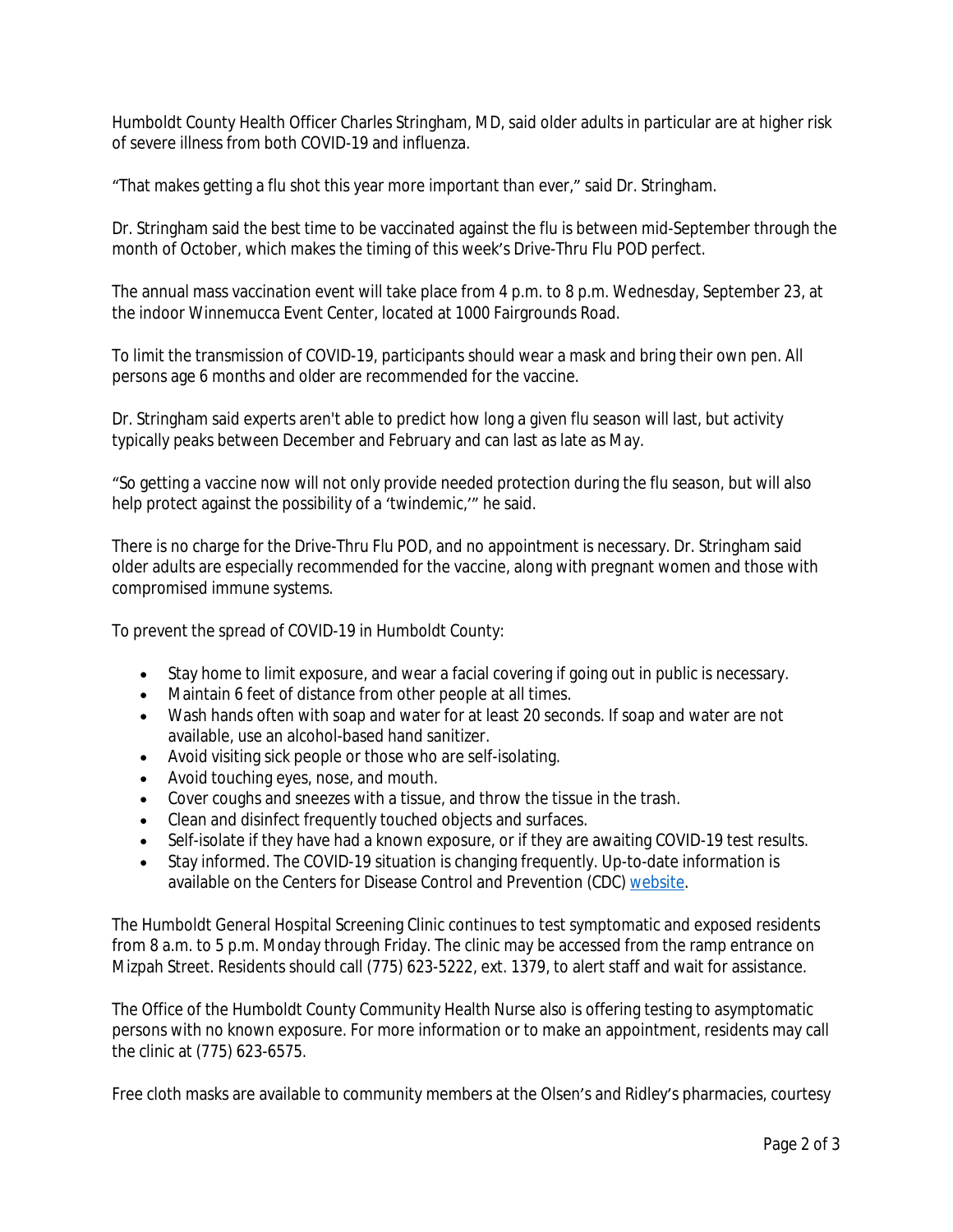Humboldt County Health Officer Charles Stringham, MD, said older adults in particular are at higher risk of severe illness from both COVID-19 and influenza.

"That makes getting a flu shot this year more important than ever," said Dr. Stringham.

Dr. Stringham said the best time to be vaccinated against the flu is between mid-September through the month of October, which makes the timing of this week's Drive-Thru Flu POD perfect.

The annual mass vaccination event will take place from 4 p.m. to 8 p.m. Wednesday, September 23, at the indoor Winnemucca Event Center, located at 1000 Fairgrounds Road.

To limit the transmission of COVID-19, participants should wear a mask and bring their own pen. All persons age 6 months and older are recommended for the vaccine.

Dr. Stringham said experts aren't able to predict how long a given flu season will last, but activity typically peaks between December and February and can last as late as May.

"So getting a vaccine now will not only provide needed protection during the flu season, but will also help protect against the possibility of a 'twindemic,'" he said.

There is no charge for the Drive-Thru Flu POD, and no appointment is necessary. Dr. Stringham said older adults are especially recommended for the vaccine, along with pregnant women and those with compromised immune systems.

To prevent the spread of COVID-19 in Humboldt County:

- Stay home to limit exposure, and wear a facial covering if going out in public is necessary.
- Maintain 6 feet of distance from other people at all times.
- Wash hands often with soap and water for at least 20 seconds. If soap and water are not available, use an alcohol-based hand sanitizer.
- Avoid visiting sick people or those who are self-isolating.
- Avoid touching eyes, nose, and mouth.
- Cover coughs and sneezes with a tissue, and throw the tissue in the trash.
- Clean and disinfect frequently touched objects and surfaces.
- Self-isolate if they have had a known exposure, or if they are awaiting COVID-19 test results.
- Stay informed. The COVID-19 situation is changing frequently. Up-to-date information is available on the Centers for Disease Control and Prevention (CDC) website.

The Humboldt General Hospital Screening Clinic continues to test symptomatic and exposed residents from 8 a.m. to 5 p.m. Monday through Friday. The clinic may be accessed from the ramp entrance on Mizpah Street. Residents should call (775) 623-5222, ext. 1379, to alert staff and wait for assistance.

The Office of the Humboldt County Community Health Nurse also is offering testing to asymptomatic persons with no known exposure. For more information or to make an appointment, residents may call the clinic at (775) 623-6575.

Free cloth masks are available to community members at the Olsen's and Ridley's pharmacies, courtesy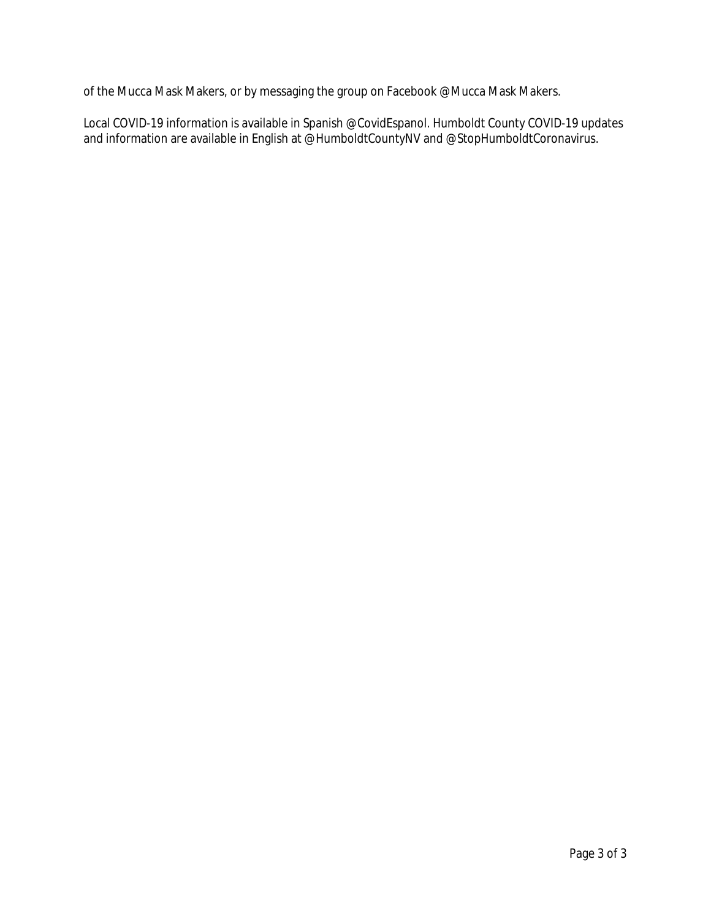of the Mucca Mask Makers, or by messaging the group on Facebook @Mucca Mask Makers.

Local COVID-19 information is available in Spanish @CovidEspanol. Humboldt County COVID-19 updates and information are available in English at @HumboldtCountyNV and @StopHumboldtCoronavirus.